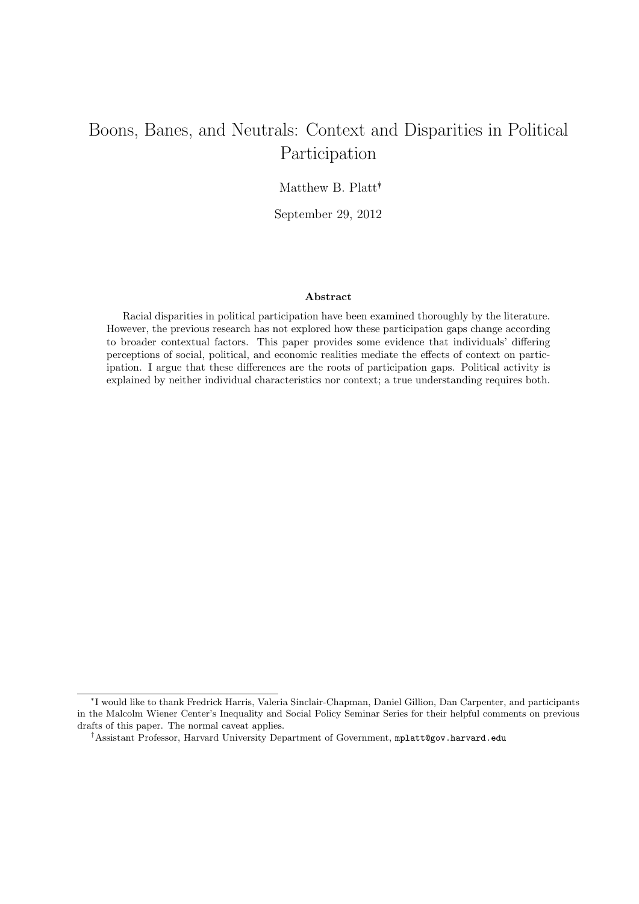# Boons, Banes, and Neutrals: Context and Disparities in Political Participation

Matthew B. Platt[*][†]

September 29, 2012

## Abstract

Racial disparities in political participation have been examined thoroughly by the literature. However, the previous research has not explored how these participation gaps change according to broader contextual factors. This paper provides some evidence that individuals' differing perceptions of social, political, and economic realities mediate the effects of context on participation. I argue that these differences are the roots of participation gaps. Political activity is explained by neither individual characteristics nor context; a true understanding requires both.

---

[*] I would like to thank Fredrick Harris, Valeria Sinclair-Chapman, Daniel Gillion, Dan Carpenter, and participants in the Malcolm Wiener Center's Inequality and Social Policy Seminar Series for their helpful comments on previous drafts of this paper. The normal caveat applies.

[†] Assistant Professor, Harvard University Department of Government, mplatt@gov.harvard.edu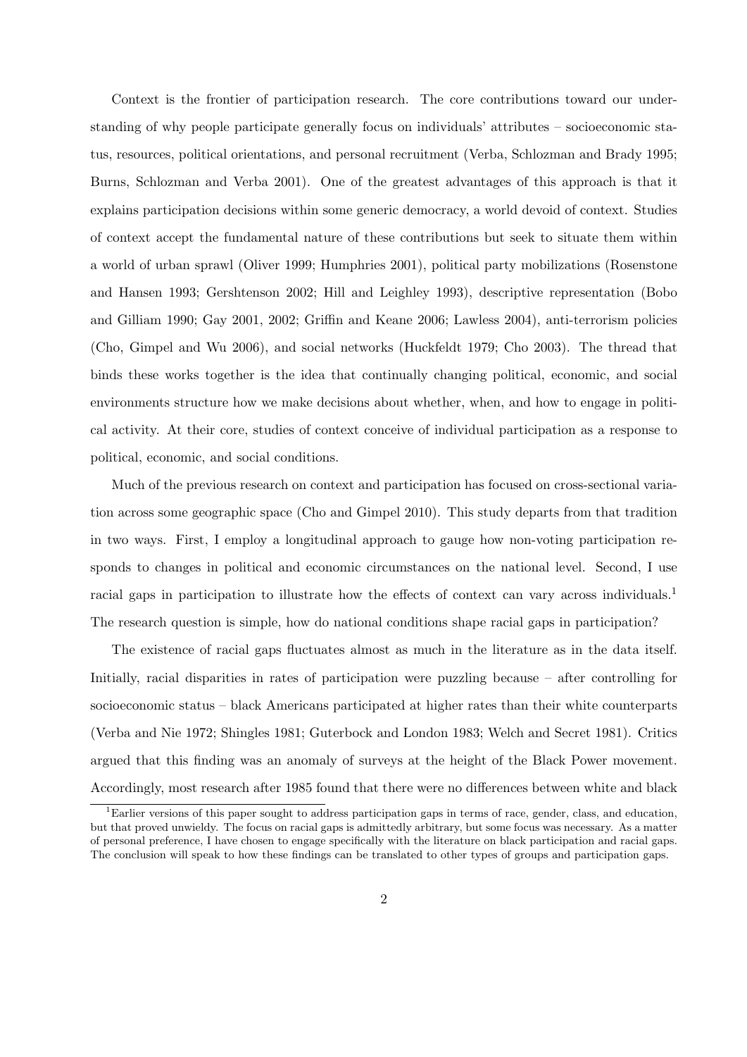Context is the frontier of participation research. The core contributions toward our understanding of why people participate generally focus on individuals' attributes – socioeconomic status, resources, political orientations, and personal recruitment (Verba, Schlozman and Brady 1995; Burns, Schlozman and Verba 2001). One of the greatest advantages of this approach is that it explains participation decisions within some generic democracy, a world devoid of context. Studies of context accept the fundamental nature of these contributions but seek to situate them within a world of urban sprawl (Oliver 1999; Humphries 2001), political party mobilizations (Rosenstone and Hansen 1993; Gershtenson 2002; Hill and Leighley 1993), descriptive representation (Bobo and Gilliam 1990; Gay 2001, 2002; Griffin and Keane 2006; Lawless 2004), anti-terrorism policies (Cho, Gimpel and Wu 2006), and social networks (Huckfeldt 1979; Cho 2003). The thread that binds these works together is the idea that continually changing political, economic, and social environments structure how we make decisions about whether, when, and how to engage in political activity. At their core, studies of context conceive of individual participation as a response to political, economic, and social conditions.

Much of the previous research on context and participation has focused on cross-sectional variation across some geographic space (Cho and Gimpel 2010). This study departs from that tradition in two ways. First, I employ a longitudinal approach to gauge how non-voting participation responds to changes in political and economic circumstances on the national level. Second, I use racial gaps in participation to illustrate how the effects of context can vary across individuals.[1] The research question is simple, how do national conditions shape racial gaps in participation?

The existence of racial gaps fluctuates almost as much in the literature as in the data itself. Initially, racial disparities in rates of participation were puzzling because – after controlling for socioeconomic status – black Americans participated at higher rates than their white counterparts (Verba and Nie 1972; Shingles 1981; Guterbock and London 1983; Welch and Secret 1981). Critics argued that this finding was an anomaly of surveys at the height of the Black Power movement. Accordingly, most research after 1985 found that there were no differences between white and black

[1] Earlier versions of this paper sought to address participation gaps in terms of race, gender, class, and education, but that proved unwieldy. The focus on racial gaps is admittedly arbitrary, but some focus was necessary. As a matter of personal preference, I have chosen to engage specifically with the literature on black participation and racial gaps. The conclusion will speak to how these findings can be translated to other types of groups and participation gaps.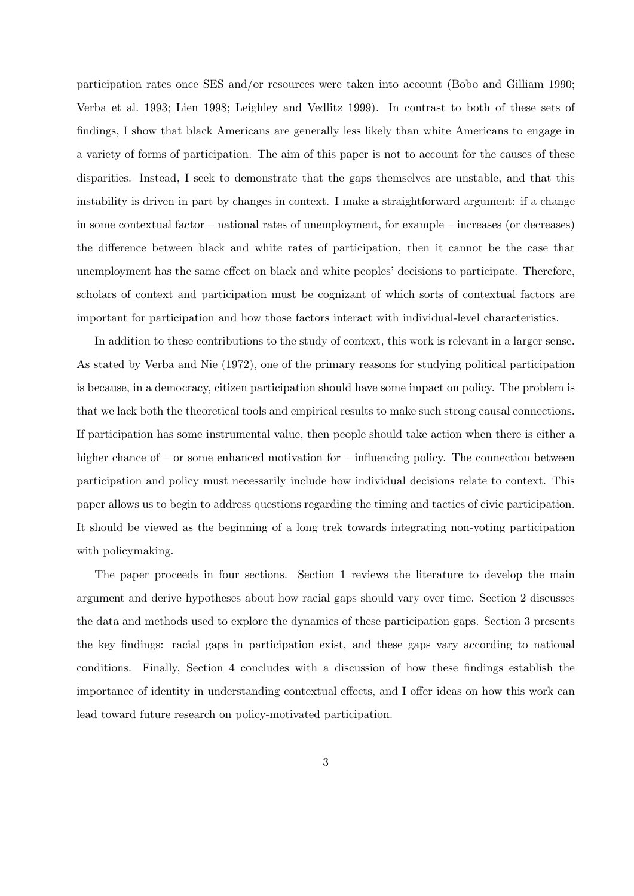participation rates once SES and/or resources were taken into account (Bobo and Gilliam 1990; Verba et al. 1993; Lien 1998; Leighley and Vedlitz 1999). In contrast to both of these sets of findings, I show that black Americans are generally less likely than white Americans to engage in a variety of forms of participation. The aim of this paper is not to account for the causes of these disparities. Instead, I seek to demonstrate that the gaps themselves are unstable, and that this instability is driven in part by changes in context. I make a straightforward argument: if a change in some contextual factor – national rates of unemployment, for example – increases (or decreases) the difference between black and white rates of participation, then it cannot be the case that unemployment has the same effect on black and white peoples' decisions to participate. Therefore, scholars of context and participation must be cognizant of which sorts of contextual factors are important for participation and how those factors interact with individual-level characteristics.

In addition to these contributions to the study of context, this work is relevant in a larger sense. As stated by Verba and Nie (1972), one of the primary reasons for studying political participation is because, in a democracy, citizen participation should have some impact on policy. The problem is that we lack both the theoretical tools and empirical results to make such strong causal connections. If participation has some instrumental value, then people should take action when there is either a higher chance of – or some enhanced motivation for – influencing policy. The connection between participation and policy must necessarily include how individual decisions relate to context. This paper allows us to begin to address questions regarding the timing and tactics of civic participation. It should be viewed as the beginning of a long trek towards integrating non-voting participation with policymaking.

The paper proceeds in four sections. Section 1 reviews the literature to develop the main argument and derive hypotheses about how racial gaps should vary over time. Section 2 discusses the data and methods used to explore the dynamics of these participation gaps. Section 3 presents the key findings: racial gaps in participation exist, and these gaps vary according to national conditions. Finally, Section 4 concludes with a discussion of how these findings establish the importance of identity in understanding contextual effects, and I offer ideas on how this work can lead toward future research on policy-motivated participation.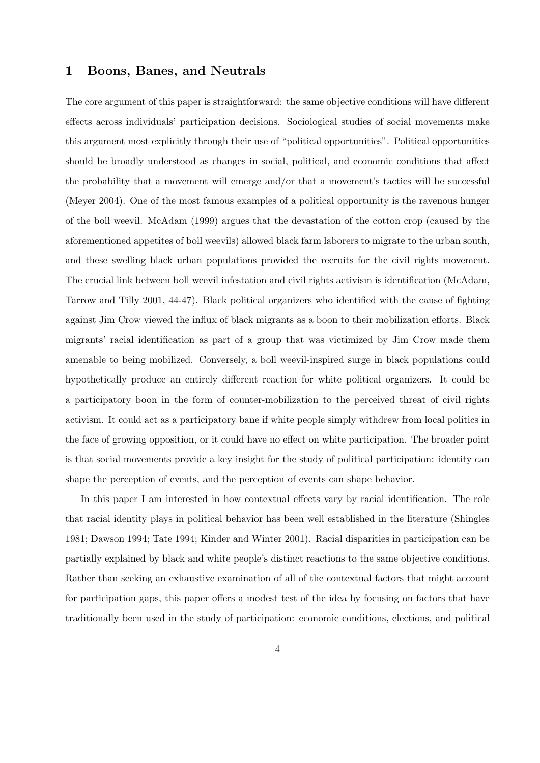## 1 Boons, Banes, and Neutrals

The core argument of this paper is straightforward: the same objective conditions will have different effects across individuals' participation decisions. Sociological studies of social movements make this argument most explicitly through their use of "political opportunities". Political opportunities should be broadly understood as changes in social, political, and economic conditions that affect the probability that a movement will emerge and/or that a movement's tactics will be successful (Meyer 2004). One of the most famous examples of a political opportunity is the ravenous hunger of the boll weevil. McAdam (1999) argues that the devastation of the cotton crop (caused by the aforementioned appetites of boll weevils) allowed black farm laborers to migrate to the urban south, and these swelling black urban populations provided the recruits for the civil rights movement. The crucial link between boll weevil infestation and civil rights activism is identification (McAdam, Tarrow and Tilly 2001, 44-47). Black political organizers who identified with the cause of fighting against Jim Crow viewed the influx of black migrants as a boon to their mobilization efforts. Black migrants' racial identification as part of a group that was victimized by Jim Crow made them amenable to being mobilized. Conversely, a boll weevil-inspired surge in black populations could hypothetically produce an entirely different reaction for white political organizers. It could be a participatory boon in the form of counter-mobilization to the perceived threat of civil rights activism. It could act as a participatory bane if white people simply withdrew from local politics in the face of growing opposition, or it could have no effect on white participation. The broader point is that social movements provide a key insight for the study of political participation: identity can shape the perception of events, and the perception of events can shape behavior.

In this paper I am interested in how contextual effects vary by racial identification. The role that racial identity plays in political behavior has been well established in the literature (Shingles 1981; Dawson 1994; Tate 1994; Kinder and Winter 2001). Racial disparities in participation can be partially explained by black and white people's distinct reactions to the same objective conditions. Rather than seeking an exhaustive examination of all of the contextual factors that might account for participation gaps, this paper offers a modest test of the idea by focusing on factors that have traditionally been used in the study of participation: economic conditions, elections, and political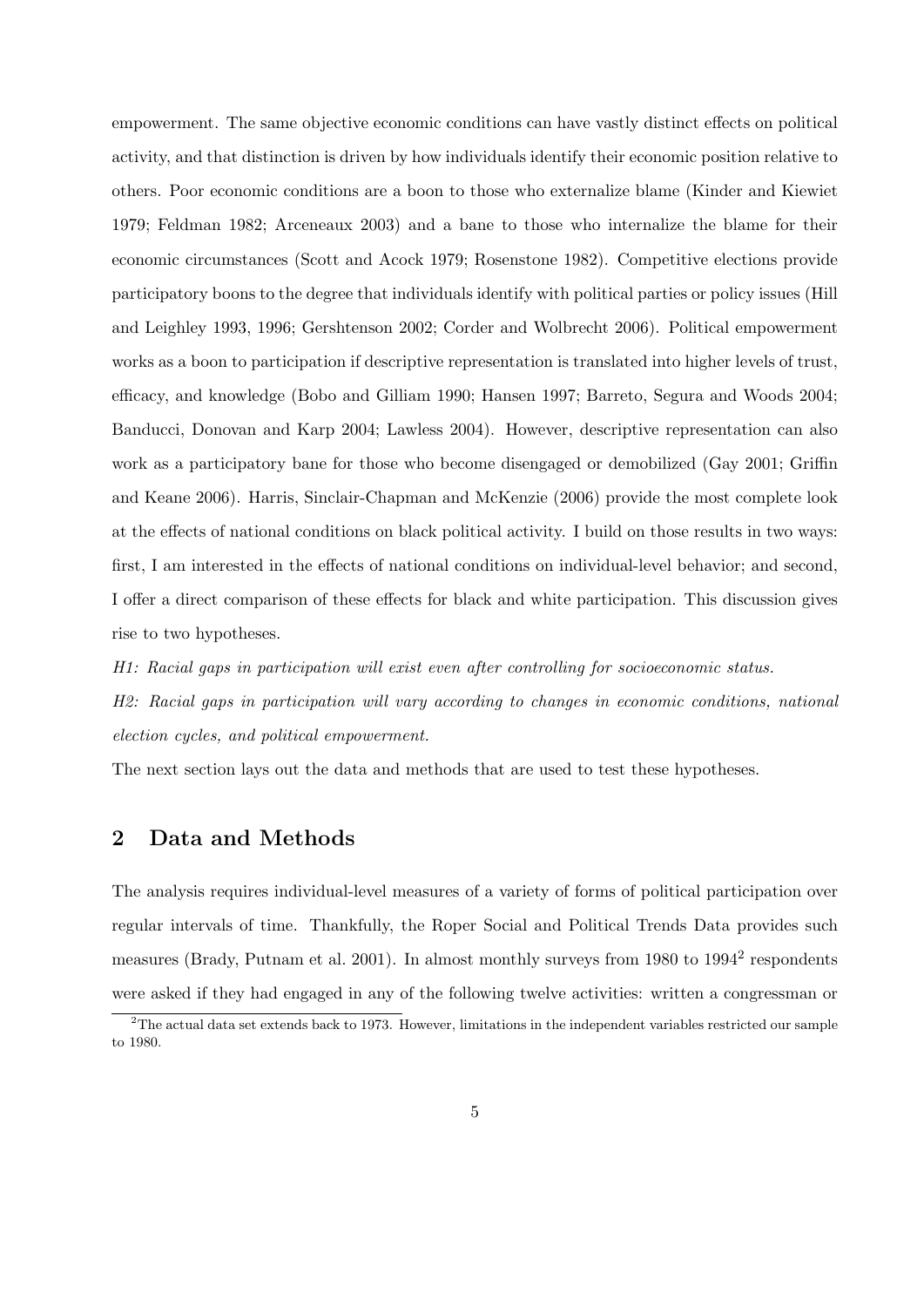empowerment. The same objective economic conditions can have vastly distinct effects on political activity, and that distinction is driven by how individuals identify their economic position relative to others. Poor economic conditions are a boon to those who externalize blame (Kinder and Kiewiet 1979; Feldman 1982; Arceneaux 2003) and a bane to those who internalize the blame for their economic circumstances (Scott and Acock 1979; Rosenstone 1982). Competitive elections provide participatory boons to the degree that individuals identify with political parties or policy issues (Hill and Leighley 1993, 1996; Gershtenson 2002; Corder and Wolbrecht 2006). Political empowerment works as a boon to participation if descriptive representation is translated into higher levels of trust, efficacy, and knowledge (Bobo and Gilliam 1990; Hansen 1997; Barreto, Segura and Woods 2004; Banducci, Donovan and Karp 2004; Lawless 2004). However, descriptive representation can also work as a participatory bane for those who become disengaged or demobilized (Gay 2001; Griffin and Keane 2006). Harris, Sinclair-Chapman and McKenzie (2006) provide the most complete look at the effects of national conditions on black political activity. I build on those results in two ways: first, I am interested in the effects of national conditions on individual-level behavior; and second, I offer a direct comparison of these effects for black and white participation. This discussion gives rise to two hypotheses.

*H1: Racial gaps in participation will exist even after controlling for socioeconomic status.*

*H2: Racial gaps in participation will vary according to changes in economic conditions, national election cycles, and political empowerment.*

The next section lays out the data and methods that are used to test these hypotheses.

## 2 Data and Methods

The analysis requires individual-level measures of a variety of forms of political participation over regular intervals of time. Thankfully, the Roper Social and Political Trends Data provides such measures (Brady, Putnam et al. 2001). In almost monthly surveys from 1980 to 1994[2] respondents were asked if they had engaged in any of the following twelve activities: written a congressman or

[2]The actual data set extends back to 1973. However, limitations in the independent variables restricted our sample to 1980.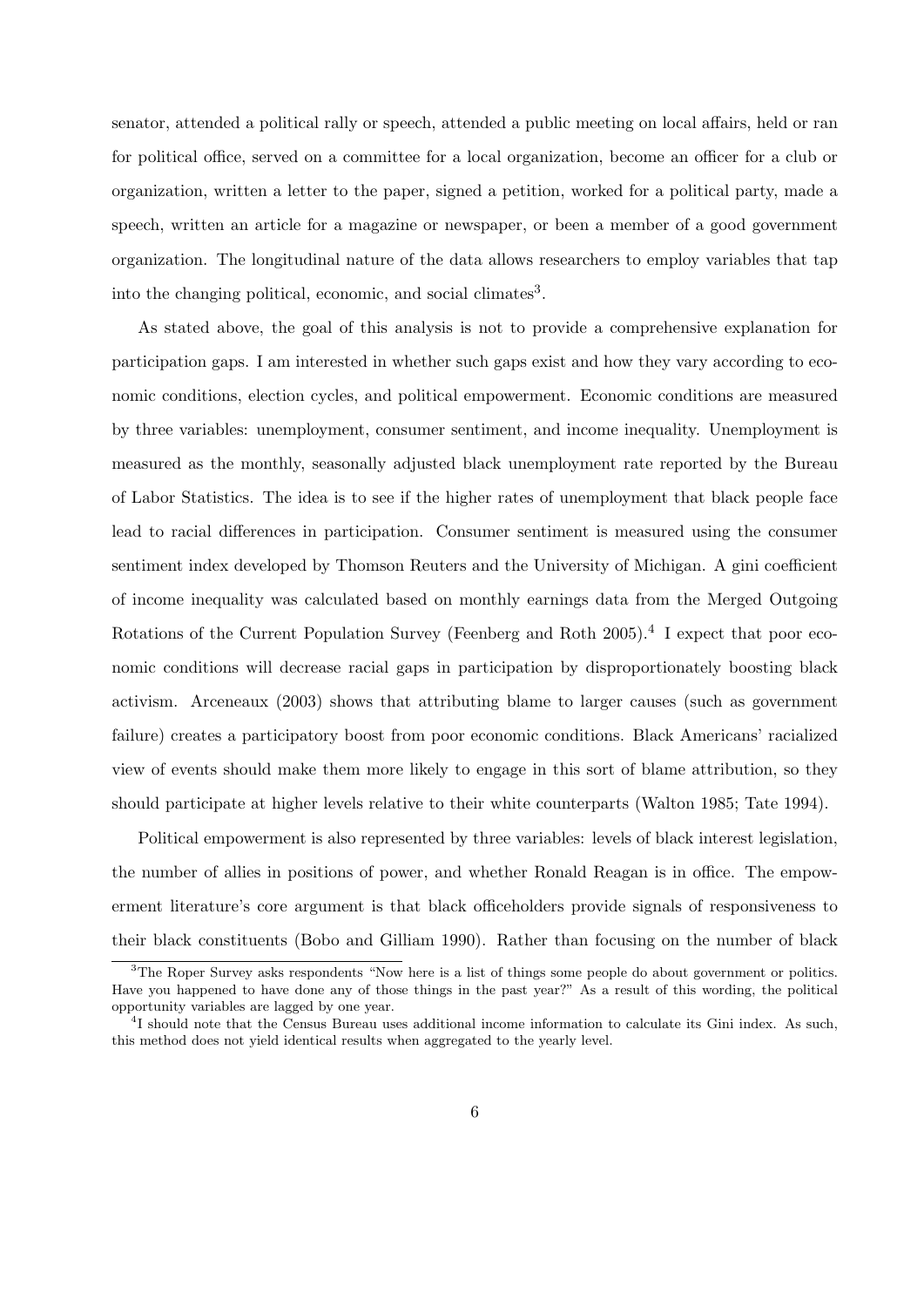senator, attended a political rally or speech, attended a public meeting on local affairs, held or ran for political office, served on a committee for a local organization, become an officer for a club or organization, written a letter to the paper, signed a petition, worked for a political party, made a speech, written an article for a magazine or newspaper, or been a member of a good government organization. The longitudinal nature of the data allows researchers to employ variables that tap into the changing political, economic, and social climates[3].

As stated above, the goal of this analysis is not to provide a comprehensive explanation for participation gaps. I am interested in whether such gaps exist and how they vary according to economic conditions, election cycles, and political empowerment. Economic conditions are measured by three variables: unemployment, consumer sentiment, and income inequality. Unemployment is measured as the monthly, seasonally adjusted black unemployment rate reported by the Bureau of Labor Statistics. The idea is to see if the higher rates of unemployment that black people face lead to racial differences in participation. Consumer sentiment is measured using the consumer sentiment index developed by Thomson Reuters and the University of Michigan. A gini coefficient of income inequality was calculated based on monthly earnings data from the Merged Outgoing Rotations of the Current Population Survey (Feenberg and Roth 2005).[4] I expect that poor economic conditions will decrease racial gaps in participation by disproportionately boosting black activism. Arceneaux (2003) shows that attributing blame to larger causes (such as government failure) creates a participatory boost from poor economic conditions. Black Americans' racialized view of events should make them more likely to engage in this sort of blame attribution, so they should participate at higher levels relative to their white counterparts (Walton 1985; Tate 1994).

Political empowerment is also represented by three variables: levels of black interest legislation, the number of allies in positions of power, and whether Ronald Reagan is in office. The empowerment literature's core argument is that black officeholders provide signals of responsiveness to their black constituents (Bobo and Gilliam 1990). Rather than focusing on the number of black

---

[3] The Roper Survey asks respondents "Now here is a list of things some people do about government or politics. Have you happened to have done any of those things in the past year?" As a result of this wording, the political opportunity variables are lagged by one year.

[4] I should note that the Census Bureau uses additional income information to calculate its Gini index. As such, this method does not yield identical results when aggregated to the yearly level.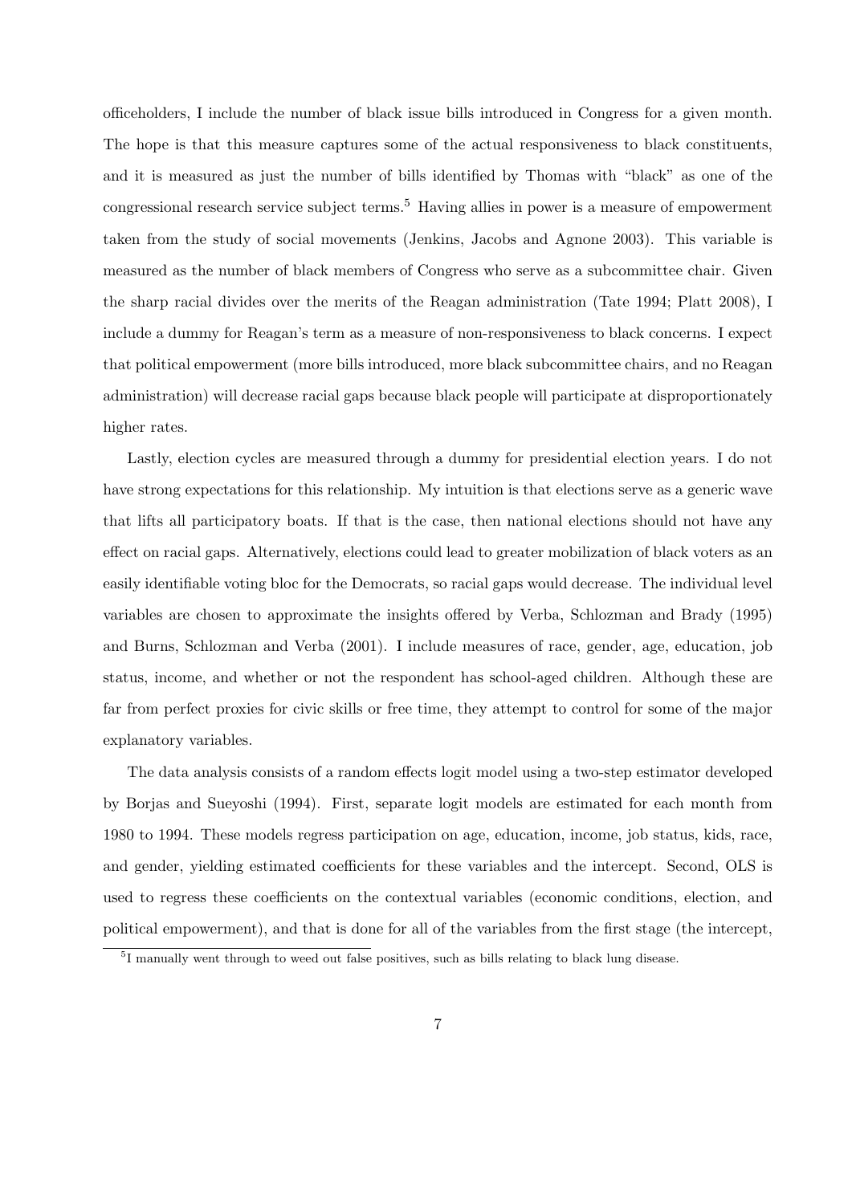officeholders, I include the number of black issue bills introduced in Congress for a given month. The hope is that this measure captures some of the actual responsiveness to black constituents, and it is measured as just the number of bills identified by Thomas with "black" as one of the congressional research service subject terms.[5] Having allies in power is a measure of empowerment taken from the study of social movements (Jenkins, Jacobs and Agnone 2003). This variable is measured as the number of black members of Congress who serve as a subcommittee chair. Given the sharp racial divides over the merits of the Reagan administration (Tate 1994; Platt 2008), I include a dummy for Reagan's term as a measure of non-responsiveness to black concerns. I expect that political empowerment (more bills introduced, more black subcommittee chairs, and no Reagan administration) will decrease racial gaps because black people will participate at disproportionately higher rates.

Lastly, election cycles are measured through a dummy for presidential election years. I do not have strong expectations for this relationship. My intuition is that elections serve as a generic wave that lifts all participatory boats. If that is the case, then national elections should not have any effect on racial gaps. Alternatively, elections could lead to greater mobilization of black voters as an easily identifiable voting bloc for the Democrats, so racial gaps would decrease. The individual level variables are chosen to approximate the insights offered by Verba, Schlozman and Brady (1995) and Burns, Schlozman and Verba (2001). I include measures of race, gender, age, education, job status, income, and whether or not the respondent has school-aged children. Although these are far from perfect proxies for civic skills or free time, they attempt to control for some of the major explanatory variables.

The data analysis consists of a random effects logit model using a two-step estimator developed by Borjas and Sueyoshi (1994). First, separate logit models are estimated for each month from 1980 to 1994. These models regress participation on age, education, income, job status, kids, race, and gender, yielding estimated coefficients for these variables and the intercept. Second, OLS is used to regress these coefficients on the contextual variables (economic conditions, election, and political empowerment), and that is done for all of the variables from the first stage (the intercept,

[5] I manually went through to weed out false positives, such as bills relating to black lung disease.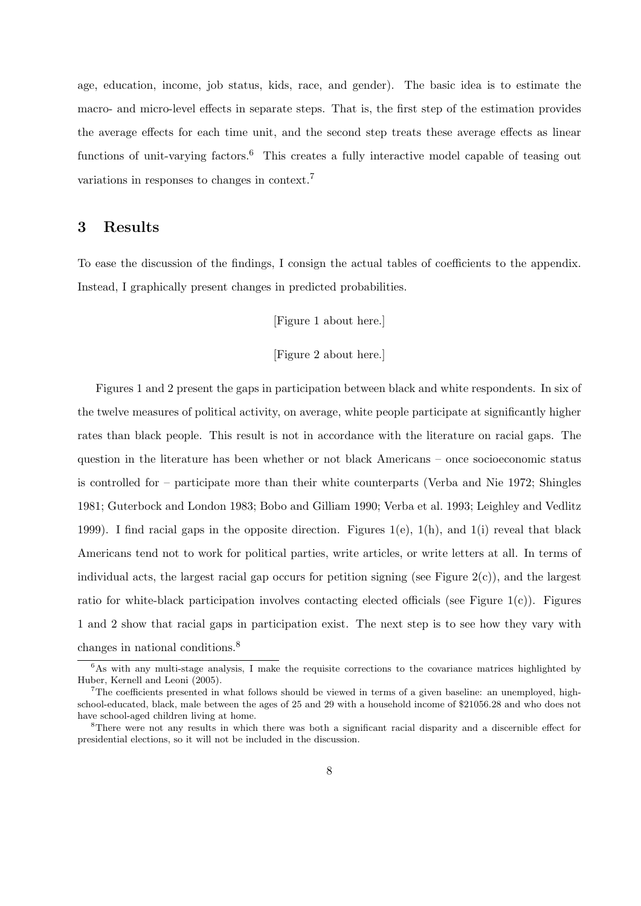age, education, income, job status, kids, race, and gender). The basic idea is to estimate the macro- and micro-level effects in separate steps. That is, the first step of the estimation provides the average effects for each time unit, and the second step treats these average effects as linear functions of unit-varying factors.[6] This creates a fully interactive model capable of teasing out variations in responses to changes in context.[7]

# 3 Results

To ease the discussion of the findings, I consign the actual tables of coefficients to the appendix. Instead, I graphically present changes in predicted probabilities.

[Figure 1 about here.]

[Figure 2 about here.]

Figures 1 and 2 present the gaps in participation between black and white respondents. In six of the twelve measures of political activity, on average, white people participate at significantly higher rates than black people. This result is not in accordance with the literature on racial gaps. The question in the literature has been whether or not black Americans – once socioeconomic status is controlled for – participate more than their white counterparts (Verba and Nie 1972; Shingles 1981; Guterbock and London 1983; Bobo and Gilliam 1990; Verba et al. 1993; Leighley and Vedlitz 1999). I find racial gaps in the opposite direction. Figures 1(e), 1(h), and 1(i) reveal that black Americans tend not to work for political parties, write articles, or write letters at all. In terms of individual acts, the largest racial gap occurs for petition signing (see Figure 2(c)), and the largest ratio for white-black participation involves contacting elected officials (see Figure 1(c)). Figures 1 and 2 show that racial gaps in participation exist. The next step is to see how they vary with changes in national conditions.[8]

---

[6] As with any multi-stage analysis, I make the requisite corrections to the covariance matrices highlighted by Huber, Kernell and Leoni (2005).

[7] The coefficients presented in what follows should be viewed in terms of a given baseline: an unemployed, high-school-educated, black, male between the ages of 25 and 29 with a household income of $21056.28 and who does not have school-aged children living at home.

[8] There were not any results in which there was both a significant racial disparity and a discernible effect for presidential elections, so it will not be included in the discussion.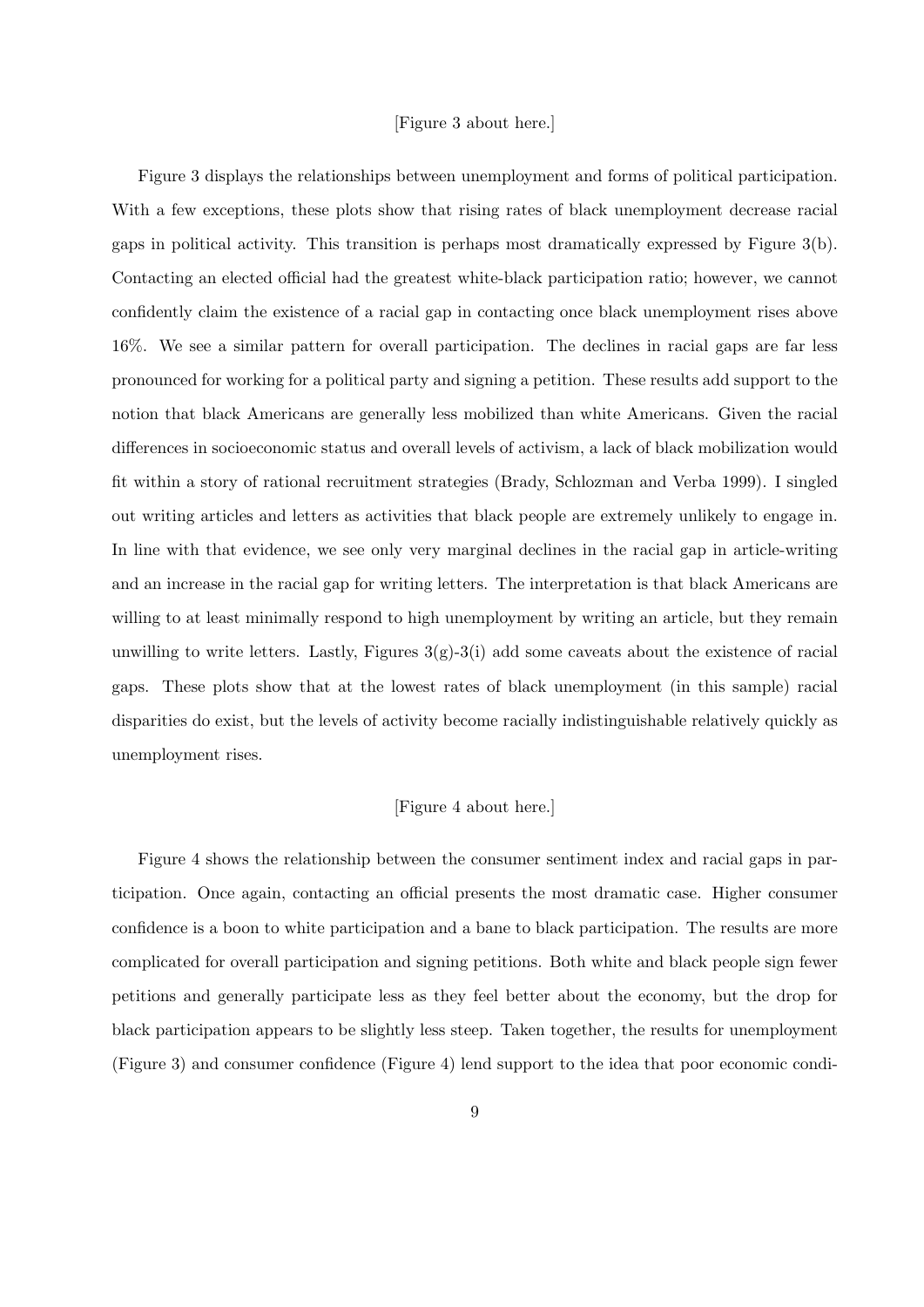[Figure 3 about here.]

Figure 3 displays the relationships between unemployment and forms of political participation. With a few exceptions, these plots show that rising rates of black unemployment decrease racial gaps in political activity. This transition is perhaps most dramatically expressed by Figure 3(b). Contacting an elected official had the greatest white-black participation ratio; however, we cannot confidently claim the existence of a racial gap in contacting once black unemployment rises above 16%. We see a similar pattern for overall participation. The declines in racial gaps are far less pronounced for working for a political party and signing a petition. These results add support to the notion that black Americans are generally less mobilized than white Americans. Given the racial differences in socioeconomic status and overall levels of activism, a lack of black mobilization would fit within a story of rational recruitment strategies (Brady, Schlozman and Verba 1999). I singled out writing articles and letters as activities that black people are extremely unlikely to engage in. In line with that evidence, we see only very marginal declines in the racial gap in article-writing and an increase in the racial gap for writing letters. The interpretation is that black Americans are willing to at least minimally respond to high unemployment by writing an article, but they remain unwilling to write letters. Lastly, Figures 3(g)-3(i) add some caveats about the existence of racial gaps. These plots show that at the lowest rates of black unemployment (in this sample) racial disparities do exist, but the levels of activity become racially indistinguishable relatively quickly as unemployment rises.

[Figure 4 about here.]

Figure 4 shows the relationship between the consumer sentiment index and racial gaps in participation. Once again, contacting an official presents the most dramatic case. Higher consumer confidence is a boon to white participation and a bane to black participation. The results are more complicated for overall participation and signing petitions. Both white and black people sign fewer petitions and generally participate less as they feel better about the economy, but the drop for black participation appears to be slightly less steep. Taken together, the results for unemployment (Figure 3) and consumer confidence (Figure 4) lend support to the idea that poor economic condi-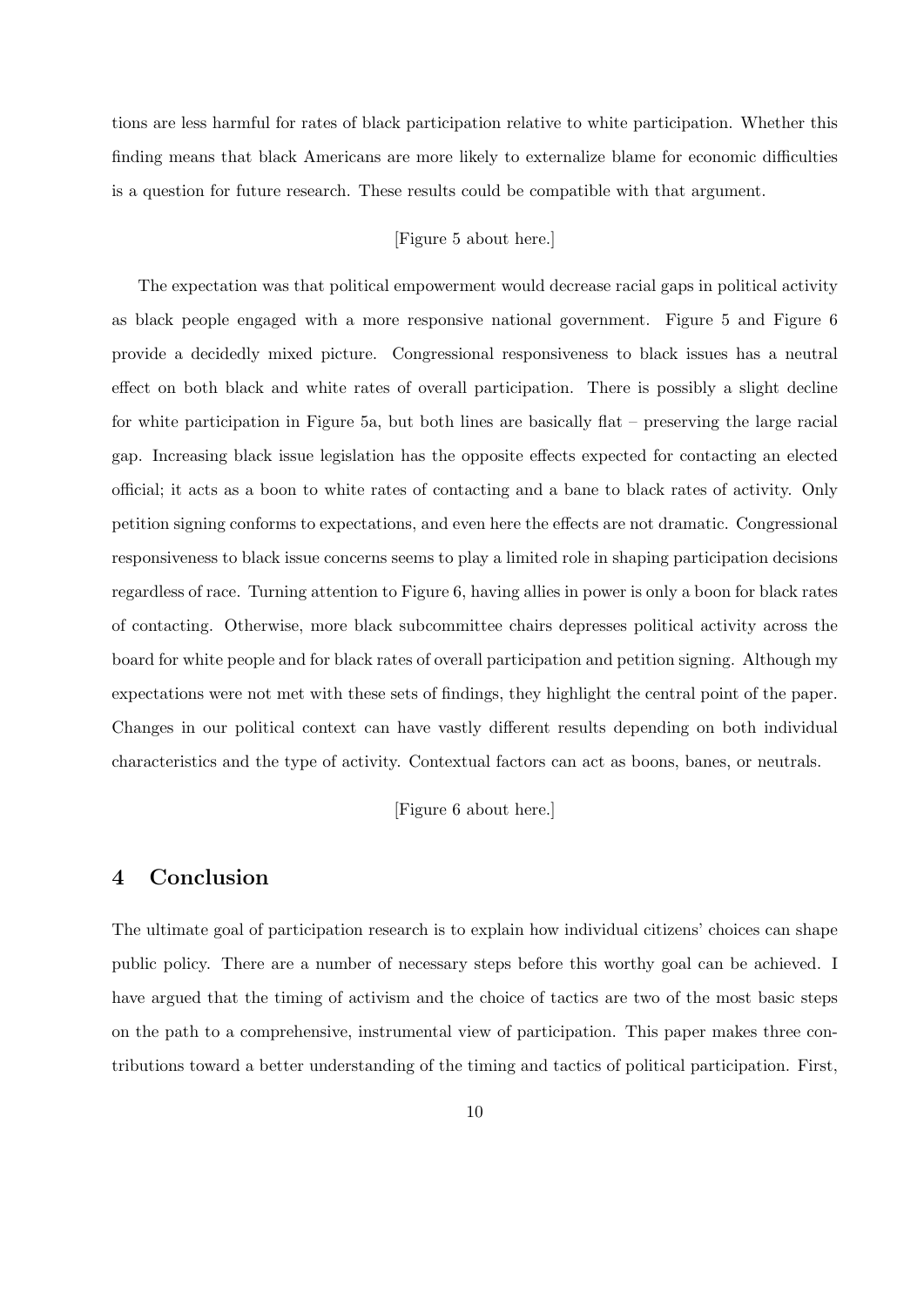tions are less harmful for rates of black participation relative to white participation. Whether this finding means that black Americans are more likely to externalize blame for economic difficulties is a question for future research. These results could be compatible with that argument.

[Figure 5 about here.]

The expectation was that political empowerment would decrease racial gaps in political activity as black people engaged with a more responsive national government. Figure 5 and Figure 6 provide a decidedly mixed picture. Congressional responsiveness to black issues has a neutral effect on both black and white rates of overall participation. There is possibly a slight decline for white participation in Figure 5a, but both lines are basically flat – preserving the large racial gap. Increasing black issue legislation has the opposite effects expected for contacting an elected official; it acts as a boon to white rates of contacting and a bane to black rates of activity. Only petition signing conforms to expectations, and even here the effects are not dramatic. Congressional responsiveness to black issue concerns seems to play a limited role in shaping participation decisions regardless of race. Turning attention to Figure 6, having allies in power is only a boon for black rates of contacting. Otherwise, more black subcommittee chairs depresses political activity across the board for white people and for black rates of overall participation and petition signing. Although my expectations were not met with these sets of findings, they highlight the central point of the paper. Changes in our political context can have vastly different results depending on both individual characteristics and the type of activity. Contextual factors can act as boons, banes, or neutrals.

[Figure 6 about here.]

## 4 Conclusion

The ultimate goal of participation research is to explain how individual citizens' choices can shape public policy. There are a number of necessary steps before this worthy goal can be achieved. I have argued that the timing of activism and the choice of tactics are two of the most basic steps on the path to a comprehensive, instrumental view of participation. This paper makes three contributions toward a better understanding of the timing and tactics of political participation. First,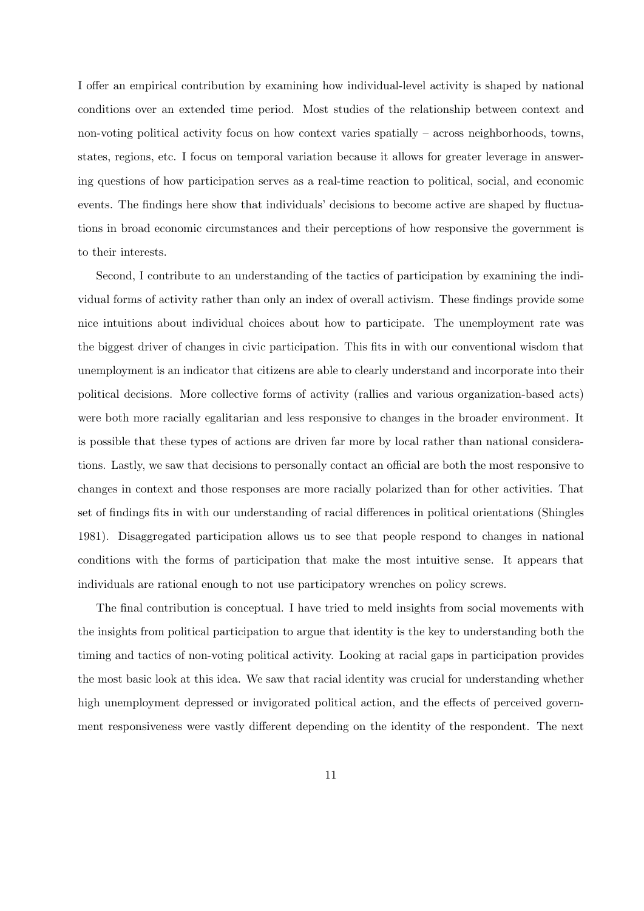I offer an empirical contribution by examining how individual-level activity is shaped by national conditions over an extended time period. Most studies of the relationship between context and non-voting political activity focus on how context varies spatially – across neighborhoods, towns, states, regions, etc. I focus on temporal variation because it allows for greater leverage in answering questions of how participation serves as a real-time reaction to political, social, and economic events. The findings here show that individuals' decisions to become active are shaped by fluctuations in broad economic circumstances and their perceptions of how responsive the government is to their interests.

Second, I contribute to an understanding of the tactics of participation by examining the individual forms of activity rather than only an index of overall activism. These findings provide some nice intuitions about individual choices about how to participate. The unemployment rate was the biggest driver of changes in civic participation. This fits in with our conventional wisdom that unemployment is an indicator that citizens are able to clearly understand and incorporate into their political decisions. More collective forms of activity (rallies and various organization-based acts) were both more racially egalitarian and less responsive to changes in the broader environment. It is possible that these types of actions are driven far more by local rather than national considerations. Lastly, we saw that decisions to personally contact an official are both the most responsive to changes in context and those responses are more racially polarized than for other activities. That set of findings fits in with our understanding of racial differences in political orientations (Shingles 1981). Disaggregated participation allows us to see that people respond to changes in national conditions with the forms of participation that make the most intuitive sense. It appears that individuals are rational enough to not use participatory wrenches on policy screws.

The final contribution is conceptual. I have tried to meld insights from social movements with the insights from political participation to argue that identity is the key to understanding both the timing and tactics of non-voting political activity. Looking at racial gaps in participation provides the most basic look at this idea. We saw that racial identity was crucial for understanding whether high unemployment depressed or invigorated political action, and the effects of perceived government responsiveness were vastly different depending on the identity of the respondent. The next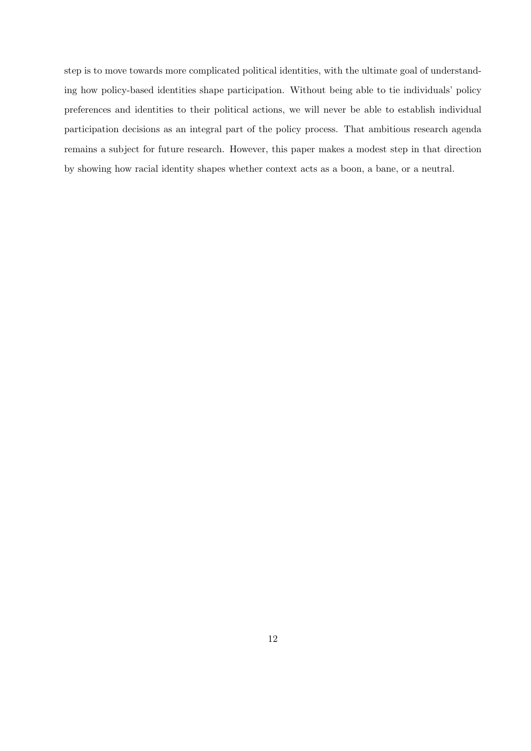step is to move towards more complicated political identities, with the ultimate goal of understanding how policy-based identities shape participation. Without being able to tie individuals' policy preferences and identities to their political actions, we will never be able to establish individual participation decisions as an integral part of the policy process. That ambitious research agenda remains a subject for future research. However, this paper makes a modest step in that direction by showing how racial identity shapes whether context acts as a boon, a bane, or a neutral.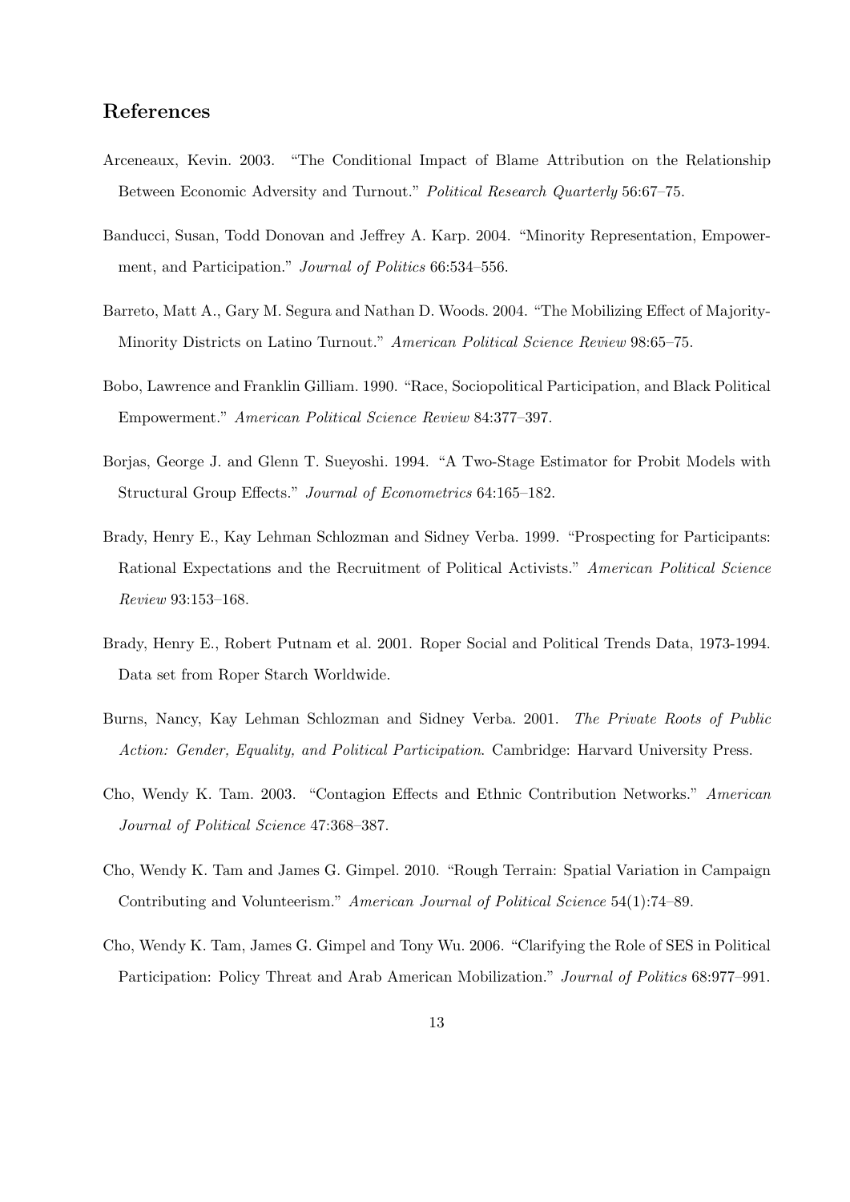## References

Arceneaux, Kevin. 2003. "The Conditional Impact of Blame Attribution on the Relationship Between Economic Adversity and Turnout." *Political Research Quarterly* 56:67–75.

Banducci, Susan, Todd Donovan and Jeffrey A. Karp. 2004. "Minority Representation, Empowerment, and Participation." *Journal of Politics* 66:534–556.

Barreto, Matt A., Gary M. Segura and Nathan D. Woods. 2004. "The Mobilizing Effect of Majority-Minority Districts on Latino Turnout." *American Political Science Review* 98:65–75.

Bobo, Lawrence and Franklin Gilliam. 1990. "Race, Sociopolitical Participation, and Black Political Empowerment." *American Political Science Review* 84:377–397.

Borjas, George J. and Glenn T. Sueyoshi. 1994. "A Two-Stage Estimator for Probit Models with Structural Group Effects." *Journal of Econometrics* 64:165–182.

Brady, Henry E., Kay Lehman Schlozman and Sidney Verba. 1999. "Prospecting for Participants: Rational Expectations and the Recruitment of Political Activists." *American Political Science Review* 93:153–168.

Brady, Henry E., Robert Putnam et al. 2001. Roper Social and Political Trends Data, 1973-1994. Data set from Roper Starch Worldwide.

Burns, Nancy, Kay Lehman Schlozman and Sidney Verba. 2001. *The Private Roots of Public Action: Gender, Equality, and Political Participation*. Cambridge: Harvard University Press.

Cho, Wendy K. Tam. 2003. "Contagion Effects and Ethnic Contribution Networks." *American Journal of Political Science* 47:368–387.

Cho, Wendy K. Tam and James G. Gimpel. 2010. "Rough Terrain: Spatial Variation in Campaign Contributing and Volunteerism." *American Journal of Political Science* 54(1):74–89.

Cho, Wendy K. Tam, James G. Gimpel and Tony Wu. 2006. "Clarifying the Role of SES in Political Participation: Policy Threat and Arab American Mobilization." *Journal of Politics* 68:977–991.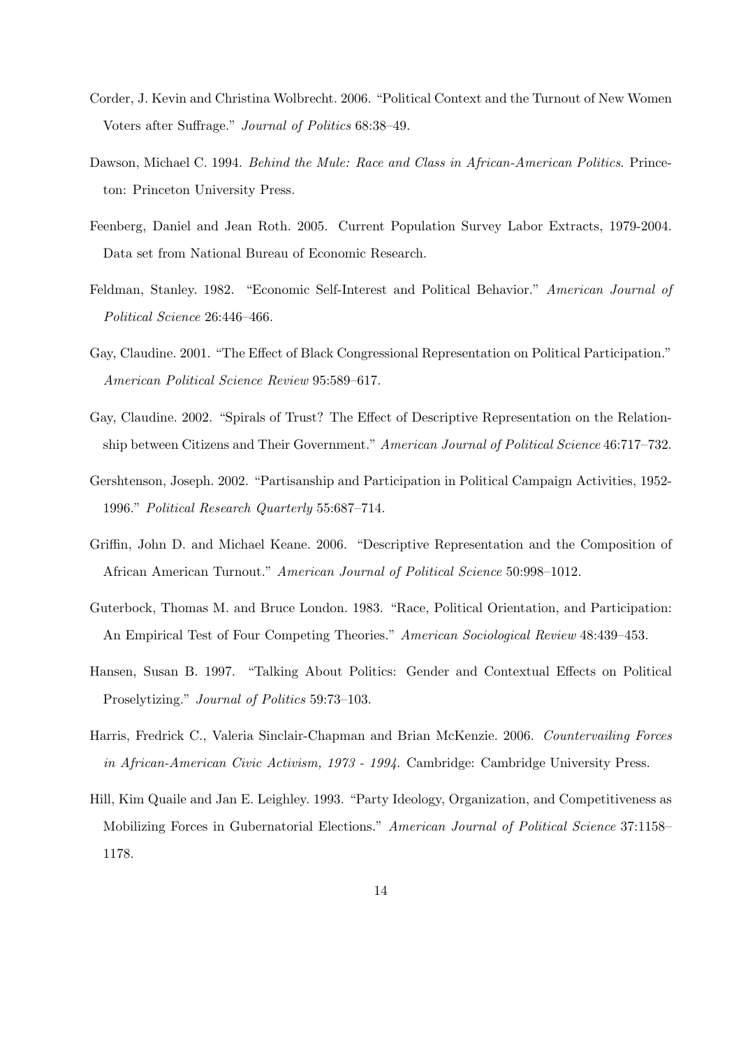Corder, J. Kevin and Christina Wolbrecht. 2006. "Political Context and the Turnout of New Women Voters after Suffrage." *Journal of Politics* 68:38–49.

Dawson, Michael C. 1994. *Behind the Mule: Race and Class in African-American Politics*. Princeton: Princeton University Press.

Feenberg, Daniel and Jean Roth. 2005. Current Population Survey Labor Extracts, 1979-2004. Data set from National Bureau of Economic Research.

Feldman, Stanley. 1982. "Economic Self-Interest and Political Behavior." *American Journal of Political Science* 26:446–466.

Gay, Claudine. 2001. "The Effect of Black Congressional Representation on Political Participation." *American Political Science Review* 95:589–617.

Gay, Claudine. 2002. "Spirals of Trust? The Effect of Descriptive Representation on the Relationship between Citizens and Their Government." *American Journal of Political Science* 46:717–732.

Gershtenson, Joseph. 2002. "Partisanship and Participation in Political Campaign Activities, 1952-1996." *Political Research Quarterly* 55:687–714.

Griffin, John D. and Michael Keane. 2006. "Descriptive Representation and the Composition of African American Turnout." *American Journal of Political Science* 50:998–1012.

Guterbock, Thomas M. and Bruce London. 1983. "Race, Political Orientation, and Participation: An Empirical Test of Four Competing Theories." *American Sociological Review* 48:439–453.

Hansen, Susan B. 1997. "Talking About Politics: Gender and Contextual Effects on Political Proselytizing." *Journal of Politics* 59:73–103.

Harris, Fredrick C., Valeria Sinclair-Chapman and Brian McKenzie. 2006. *Countervailing Forces in African-American Civic Activism, 1973 - 1994*. Cambridge: Cambridge University Press.

Hill, Kim Quaile and Jan E. Leighley. 1993. "Party Ideology, Organization, and Competitiveness as Mobilizing Forces in Gubernatorial Elections." *American Journal of Political Science* 37:1158–1178.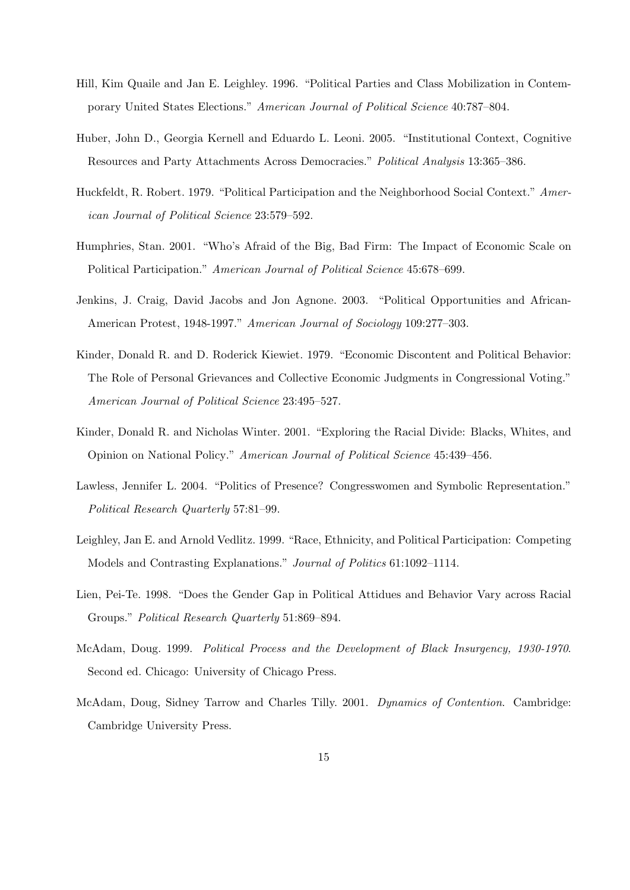Hill, Kim Quaile and Jan E. Leighley. 1996. "Political Parties and Class Mobilization in Contemporary United States Elections." *American Journal of Political Science* 40:787–804.

Huber, John D., Georgia Kernell and Eduardo L. Leoni. 2005. "Institutional Context, Cognitive Resources and Party Attachments Across Democracies." *Political Analysis* 13:365–386.

Huckfeldt, R. Robert. 1979. "Political Participation and the Neighborhood Social Context." *American Journal of Political Science* 23:579–592.

Humphries, Stan. 2001. "Who's Afraid of the Big, Bad Firm: The Impact of Economic Scale on Political Participation." *American Journal of Political Science* 45:678–699.

Jenkins, J. Craig, David Jacobs and Jon Agnone. 2003. "Political Opportunities and African-American Protest, 1948-1997." *American Journal of Sociology* 109:277–303.

Kinder, Donald R. and D. Roderick Kiewiet. 1979. "Economic Discontent and Political Behavior: The Role of Personal Grievances and Collective Economic Judgments in Congressional Voting." *American Journal of Political Science* 23:495–527.

Kinder, Donald R. and Nicholas Winter. 2001. "Exploring the Racial Divide: Blacks, Whites, and Opinion on National Policy." *American Journal of Political Science* 45:439–456.

Lawless, Jennifer L. 2004. "Politics of Presence? Congresswomen and Symbolic Representation." *Political Research Quarterly* 57:81–99.

Leighley, Jan E. and Arnold Vedlitz. 1999. "Race, Ethnicity, and Political Participation: Competing Models and Contrasting Explanations." *Journal of Politics* 61:1092–1114.

Lien, Pei-Te. 1998. "Does the Gender Gap in Political Attidues and Behavior Vary across Racial Groups." *Political Research Quarterly* 51:869–894.

McAdam, Doug. 1999. *Political Process and the Development of Black Insurgency, 1930-1970*. Second ed. Chicago: University of Chicago Press.

McAdam, Doug, Sidney Tarrow and Charles Tilly. 2001. *Dynamics of Contention*. Cambridge: Cambridge University Press.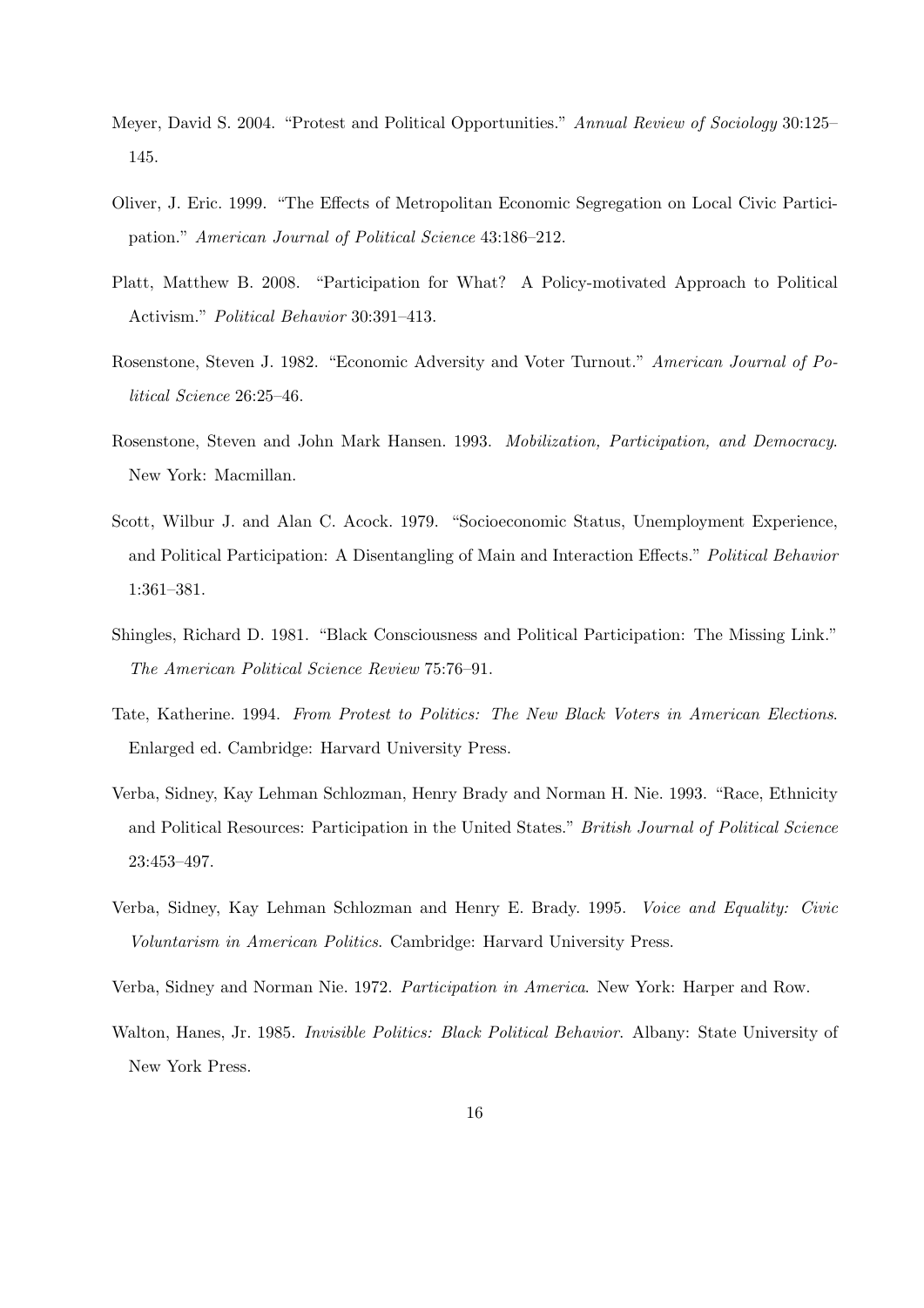Meyer, David S. 2004. "Protest and Political Opportunities." *Annual Review of Sociology* 30:125–145.

Oliver, J. Eric. 1999. "The Effects of Metropolitan Economic Segregation on Local Civic Participation." *American Journal of Political Science* 43:186–212.

Platt, Matthew B. 2008. "Participation for What? A Policy-motivated Approach to Political Activism." *Political Behavior* 30:391–413.

Rosenstone, Steven J. 1982. "Economic Adversity and Voter Turnout." *American Journal of Political Science* 26:25–46.

Rosenstone, Steven and John Mark Hansen. 1993. *Mobilization, Participation, and Democracy*. New York: Macmillan.

Scott, Wilbur J. and Alan C. Acock. 1979. "Socioeconomic Status, Unemployment Experience, and Political Participation: A Disentangling of Main and Interaction Effects." *Political Behavior* 1:361–381.

Shingles, Richard D. 1981. "Black Consciousness and Political Participation: The Missing Link." *The American Political Science Review* 75:76–91.

Tate, Katherine. 1994. *From Protest to Politics: The New Black Voters in American Elections*. Enlarged ed. Cambridge: Harvard University Press.

Verba, Sidney, Kay Lehman Schlozman, Henry Brady and Norman H. Nie. 1993. "Race, Ethnicity and Political Resources: Participation in the United States." *British Journal of Political Science* 23:453–497.

Verba, Sidney, Kay Lehman Schlozman and Henry E. Brady. 1995. *Voice and Equality: Civic Voluntarism in American Politics*. Cambridge: Harvard University Press.

Verba, Sidney and Norman Nie. 1972. *Participation in America*. New York: Harper and Row.

Walton, Hanes, Jr. 1985. *Invisible Politics: Black Political Behavior*. Albany: State University of New York Press.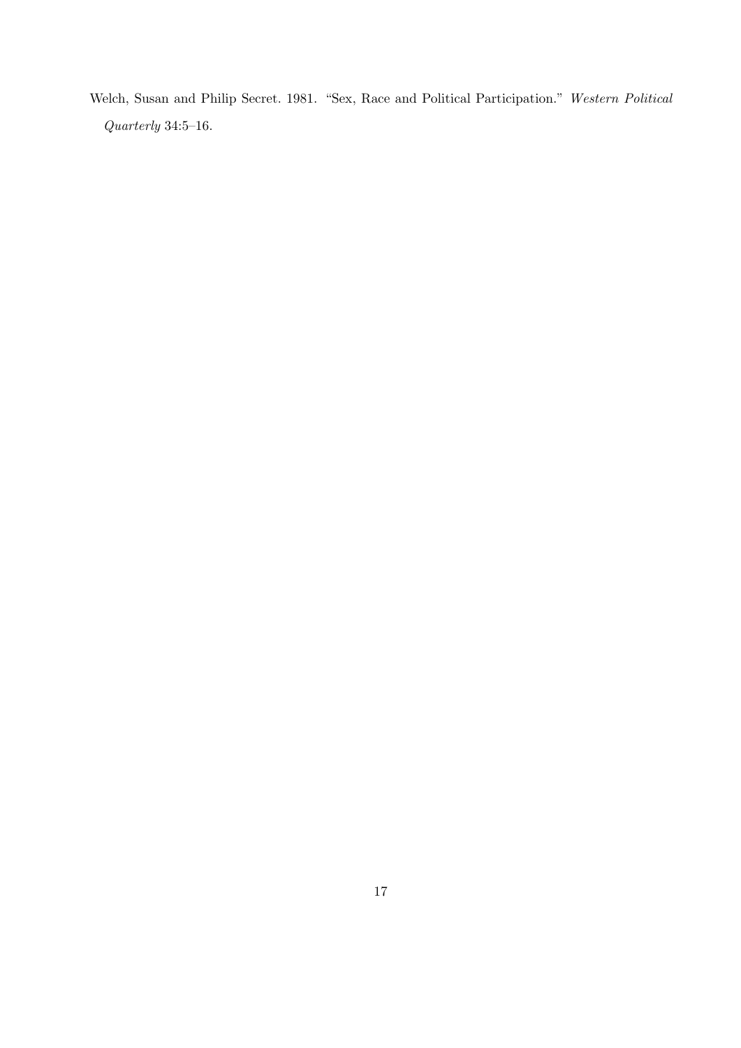Welch, Susan and Philip Secret. 1981. "Sex, Race and Political Participation." *Western Political Quarterly* 34:5–16.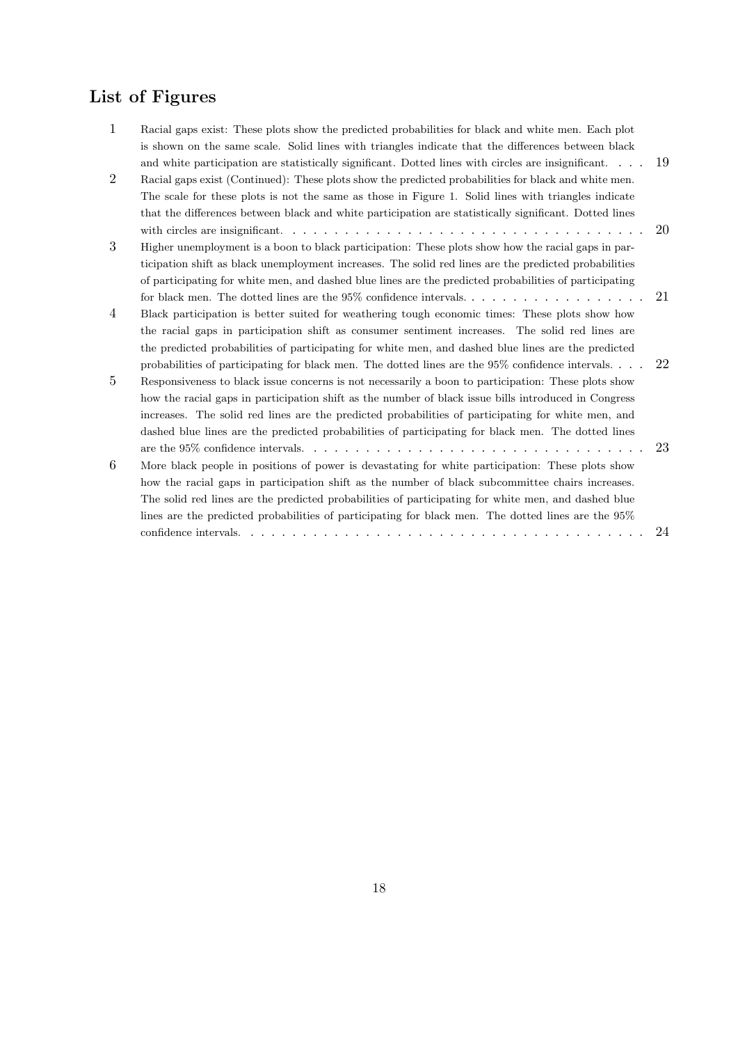## List of Figures

1. Racial gaps exist: These plots show the predicted probabilities for black and white men. Each plot is shown on the same scale. Solid lines with triangles indicate that the differences between black and white participation are statistically significant. Dotted lines with circles are insignificant. . . . 19
2. Racial gaps exist (Continued): These plots show the predicted probabilities for black and white men. The scale for these plots is not the same as those in Figure 1. Solid lines with triangles indicate that the differences between black and white participation are statistically significant. Dotted lines with circles are insignificant. . . . . . . . . . . . . . . . . . . . . . . . . . . . . . . . . . . . 20
3. Higher unemployment is a boon to black participation: These plots show how the racial gaps in participation shift as black unemployment increases. The solid red lines are the predicted probabilities of participating for white men, and dashed blue lines are the predicted probabilities of participating for black men. The dotted lines are the 95% confidence intervals. . . . . . . . . . . . . . . . . . 21
4. Black participation is better suited for weathering tough economic times: These plots show how the racial gaps in participation shift as consumer sentiment increases. The solid red lines are the predicted probabilities of participating for white men, and dashed blue lines are the predicted probabilities of participating for black men. The dotted lines are the 95% confidence intervals. . . . 22
5. Responsiveness to black issue concerns is not necessarily a boon to participation: These plots show how the racial gaps in participation shift as the number of black issue bills introduced in Congress increases. The solid red lines are the predicted probabilities of participating for white men, and dashed blue lines are the predicted probabilities of participating for black men. The dotted lines are the 95% confidence intervals. . . . . . . . . . . . . . . . . . . . . . . . . . . . . . . . . 23
6. More black people in positions of power is devastating for white participation: These plots show how the racial gaps in participation shift as the number of black subcommittee chairs increases. The solid red lines are the predicted probabilities of participating for white men, and dashed blue lines are the predicted probabilities of participating for black men. The dotted lines are the 95% confidence intervals. . . . . . . . . . . . . . . . . . . . . . . . . . . . . . . . . . . . . . . . . 24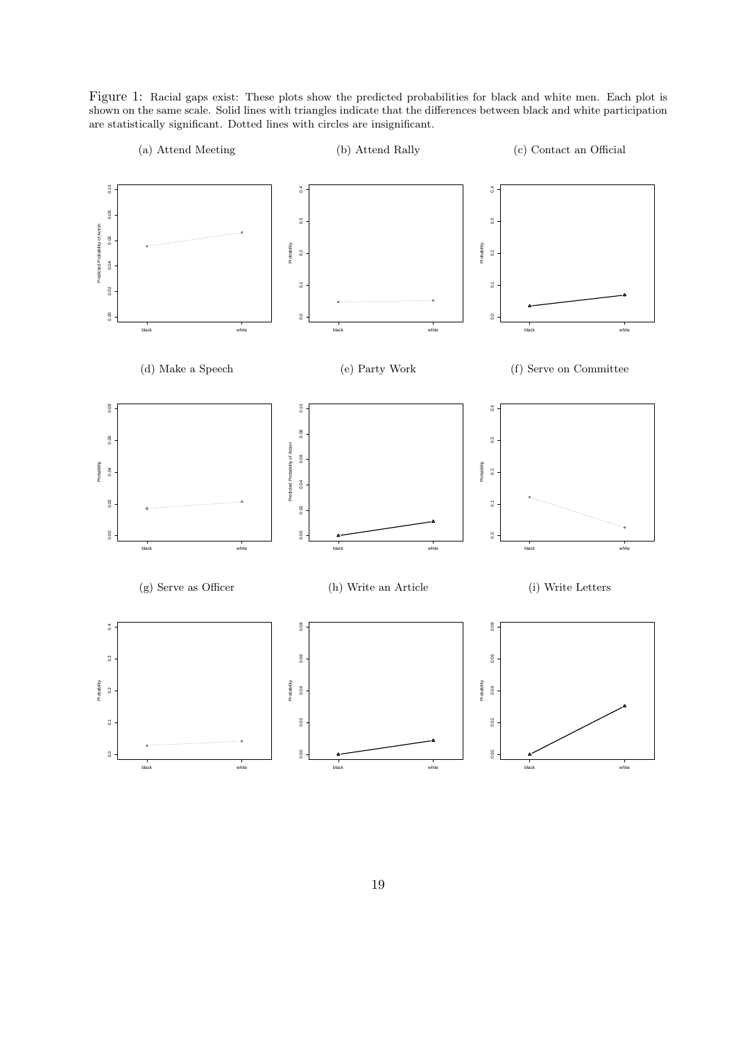Figure 1: Racial gaps exist: These plots show the predicted probabilities for black and white men. Each plot is shown on the same scale. Solid lines with triangles indicate that the differences between black and white participation are statistically significant. Dotted lines with circles are insignificant.

(a) Attend Meeting

(b) Attend Rally

(c) Contact an Official

(d) Make a Speech

(e) Party Work

(f) Serve on Committee

(g) Serve as Officer

(h) Write an Article

(i) Write Letters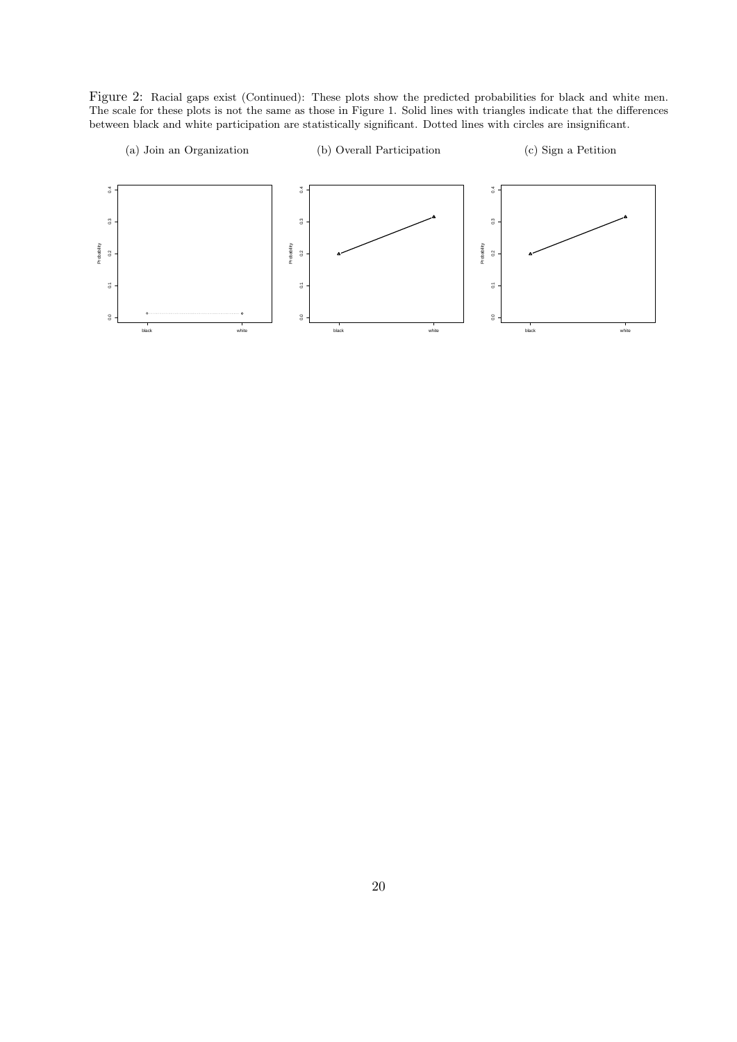Figure 2: Racial gaps exist (Continued): These plots show the predicted probabilities for black and white men. The scale for these plots is not the same as those in Figure 1. Solid lines with triangles indicate that the differences between black and white participation are statistically significant. Dotted lines with circles are insignificant.

(a) Join an Organization

(b) Overall Participation

(c) Sign a Petition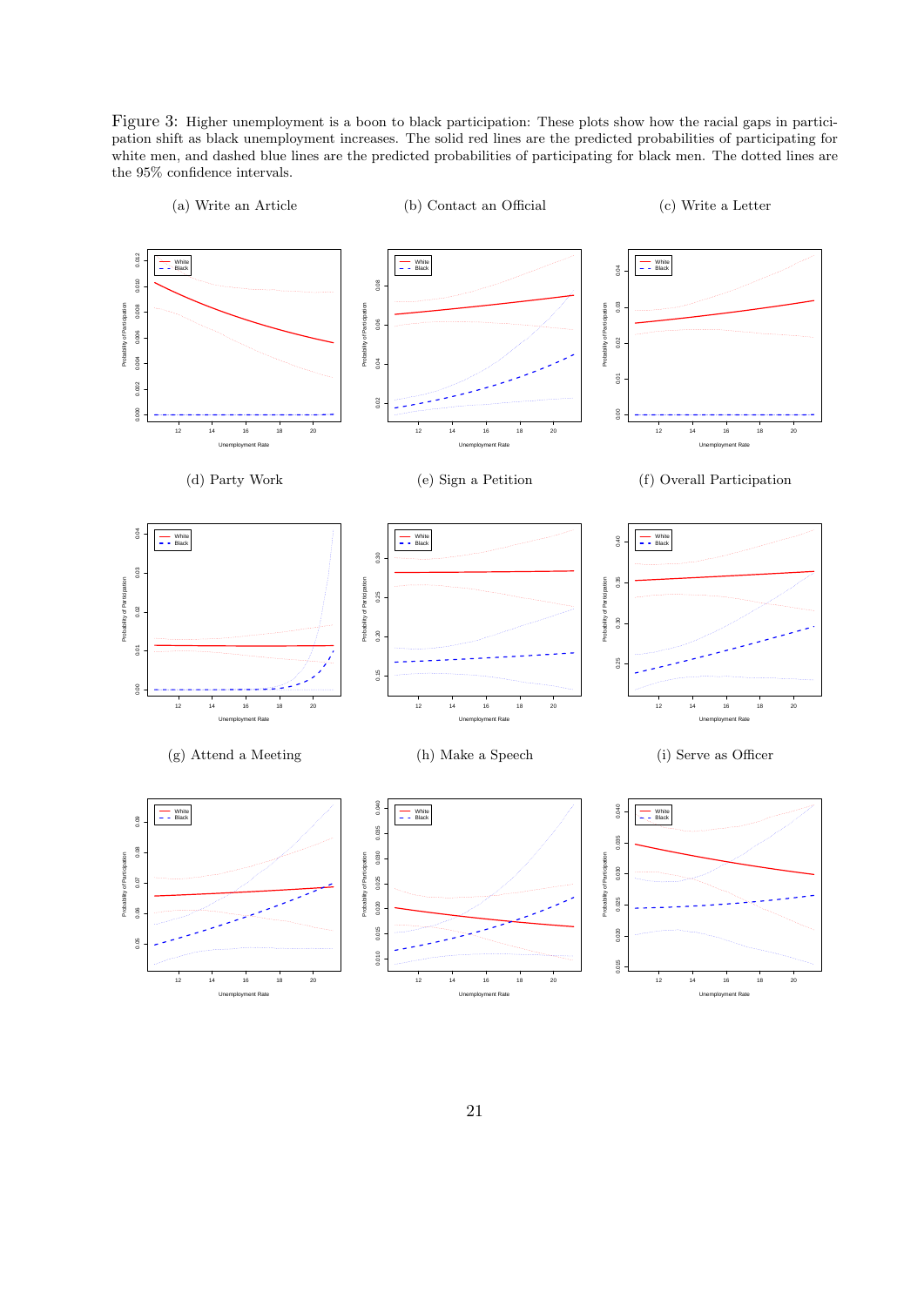Figure 3: Higher unemployment is a boon to black participation: These plots show how the racial gaps in participation shift as black unemployment increases. The solid red lines are the predicted probabilities of participating for white men, and dashed blue lines are the predicted probabilities of participating for black men. The dotted lines are the 95% confidence intervals.

(a) Write an Article

(b) Contact an Official

(c) Write a Letter

(d) Party Work

(e) Sign a Petition

(f) Overall Participation

(g) Attend a Meeting

(h) Make a Speech

(i) Serve as Officer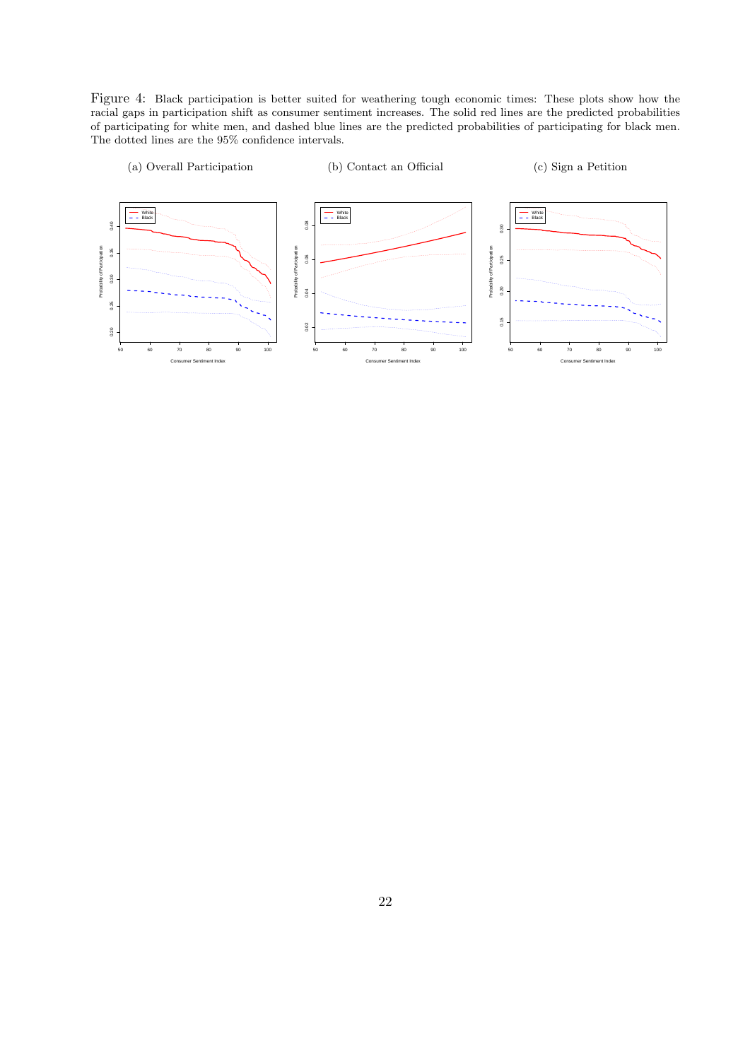Figure 4: Black participation is better suited for weathering tough economic times: These plots show how the racial gaps in participation shift as consumer sentiment increases. The solid red lines are the predicted probabilities of participating for white men, and dashed blue lines are the predicted probabilities of participating for black men. The dotted lines are the 95% confidence intervals.

(a) Overall Participation

(b) Contact an Official

(c) Sign a Petition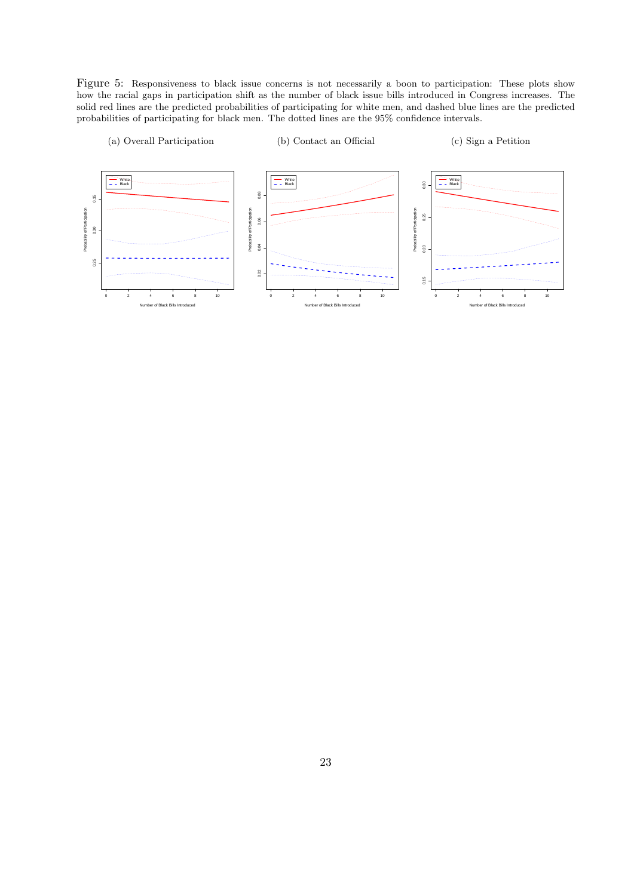Figure 5: Responsiveness to black issue concerns is not necessarily a boon to participation: These plots show how the racial gaps in participation shift as the number of black issue bills introduced in Congress increases. The solid red lines are the predicted probabilities of participating for white men, and dashed blue lines are the predicted probabilities of participating for black men. The dotted lines are the 95% confidence intervals.

(a) Overall Participation

(b) Contact an Official

(c) Sign a Petition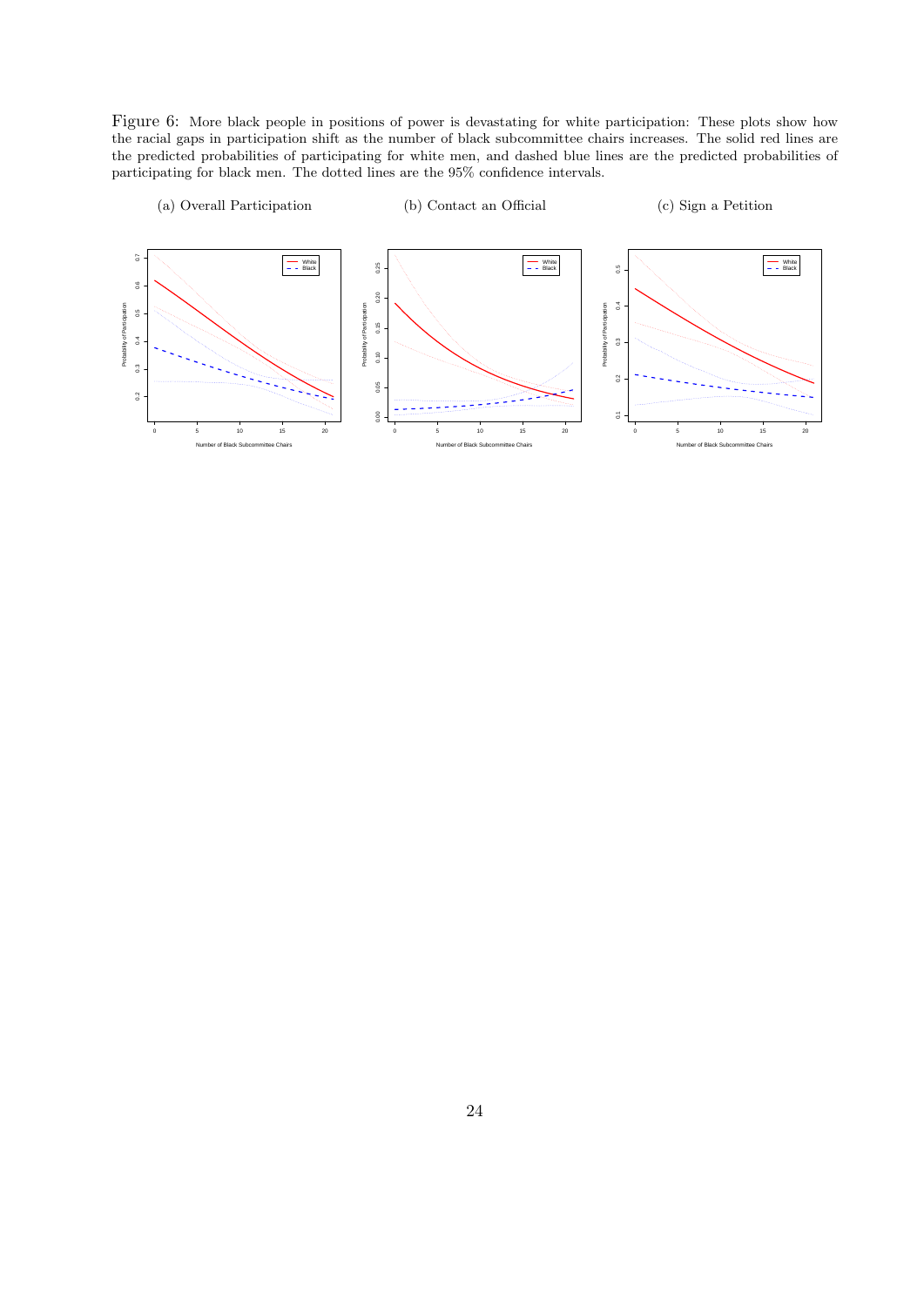Figure 6: More black people in positions of power is devastating for white participation: These plots show how the racial gaps in participation shift as the number of black subcommittee chairs increases. The solid red lines are the predicted probabilities of participating for white men, and dashed blue lines are the predicted probabilities of participating for black men. The dotted lines are the 95% confidence intervals.

(a) Overall Participation

Probability of Participation

0.2
0.3
0.4
0.5
0.6
0.7

Number of Black Subcommittee Chairs

0
5
10
15
20

White
Black

(b) Contact an Official

Probability of Participation

0.00
0.05
0.10
0.15
0.20
0.25

Number of Black Subcommittee Chairs

0
5
10
15
20

White
Black

(c) Sign a Petition

Probability of Participation

0.1
0.2
0.3
0.4
0.5

Number of Black Subcommittee Chairs

0
5
10
15
20

White
Black